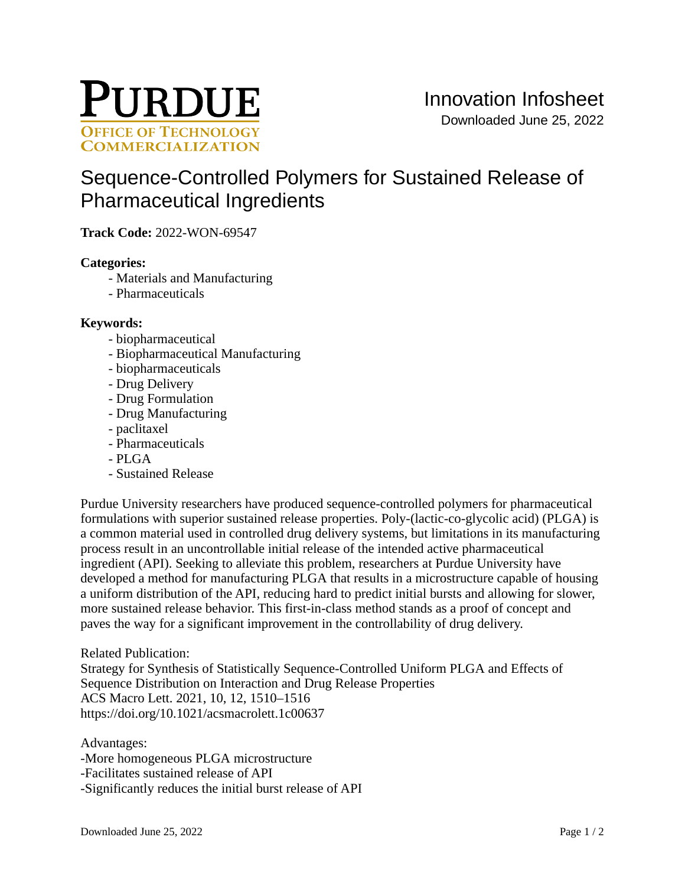# PURDUE

OFFICE OF TECHNOLOGY COMMERCIALIZATION

Innovation Infosheet

Downloaded June 25, 2022

## Sequence-Controlled Polymers for Sustained Release of Pharmaceutical Ingredients

**Track Code:** 2022-WON-69547

**Categories:**

- Materials and Manufacturing
- Pharmaceuticals

**Keywords:**

- biopharmaceutical
- Biopharmaceutical Manufacturing
- biopharmaceuticals
- Drug Delivery
- Drug Formulation
- Drug Manufacturing
- paclitaxel
- Pharmaceuticals
- PLGA
- Sustained Release

Purdue University researchers have produced sequence-controlled polymers for pharmaceutical formulations with superior sustained release properties. Poly-(lactic-co-glycolic acid) (PLGA) is a common material used in controlled drug delivery systems, but limitations in its manufacturing process result in an uncontrollable initial release of the intended active pharmaceutical ingredient (API). Seeking to alleviate this problem, researchers at Purdue University have developed a method for manufacturing PLGA that results in a microstructure capable of housing a uniform distribution of the API, reducing hard to predict initial bursts and allowing for slower, more sustained release behavior. This first-in-class method stands as a proof of concept and paves the way for a significant improvement in the controllability of drug delivery.

Related Publication:
Strategy for Synthesis of Statistically Sequence-Controlled Uniform PLGA and Effects of Sequence Distribution on Interaction and Drug Release Properties
ACS Macro Lett. 2021, 10, 12, 1510–1516
https://doi.org/10.1021/acsmacrolett.1c00637

Advantages:
-More homogeneous PLGA microstructure
-Facilitates sustained release of API
-Significantly reduces the initial burst release of API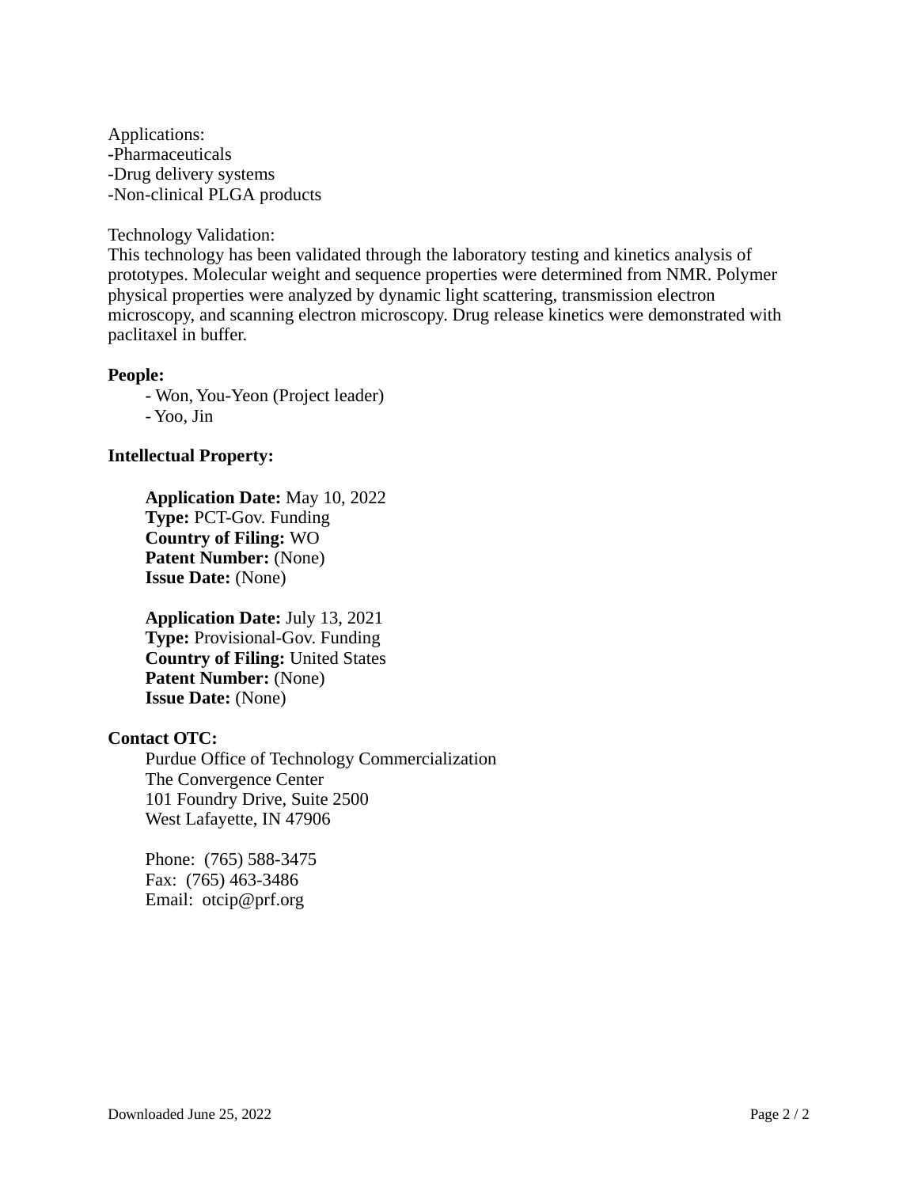Applications:
-Pharmaceuticals
-Drug delivery systems
-Non-clinical PLGA products

Technology Validation:
This technology has been validated through the laboratory testing and kinetics analysis of prototypes. Molecular weight and sequence properties were determined from NMR. Polymer physical properties were analyzed by dynamic light scattering, transmission electron microscopy, and scanning electron microscopy. Drug release kinetics were demonstrated with paclitaxel in buffer.

**People:**

- Won, You-Yeon (Project leader)
- Yoo, Jin

**Intellectual Property:**

**Application Date:** May 10, 2022
**Type:** PCT-Gov. Funding
**Country of Filing:** WO
**Patent Number:** (None)
**Issue Date:** (None)

**Application Date:** July 13, 2021
**Type:** Provisional-Gov. Funding
**Country of Filing:** United States
**Patent Number:** (None)
**Issue Date:** (None)

**Contact OTC:**

Purdue Office of Technology Commercialization
The Convergence Center
101 Foundry Drive, Suite 2500
West Lafayette, IN 47906

Phone: (765) 588-3475
Fax: (765) 463-3486
Email: otcip@prf.org

Downloaded June 25, 2022